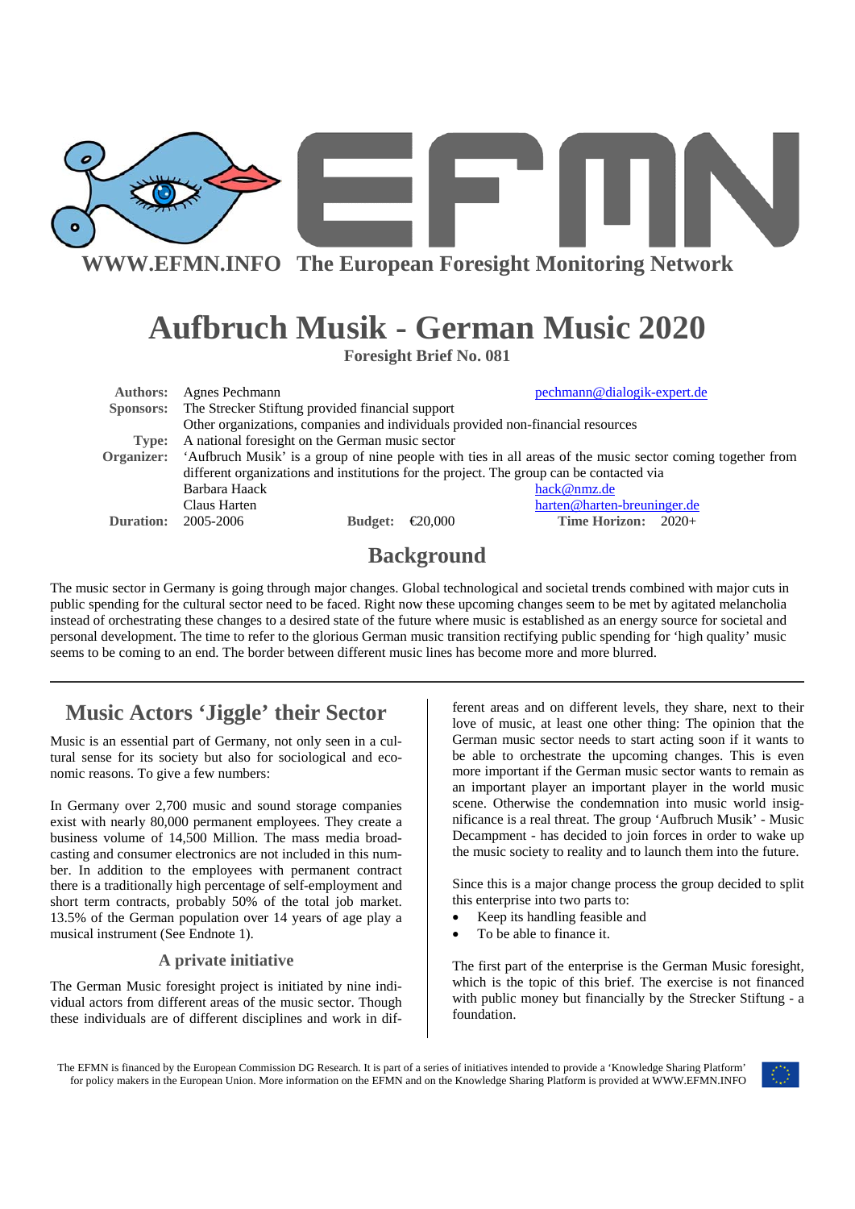WWW.EFMN.INFO The European Foresight Monitoring Network

# Aufbruch Musik - German Music 2020

**Foresight Brief No. 081**

| | | | |
|---|---|---|---|
| **Authors:** | Agnes Pechmann | | pechmann@dialogik-expert.de |
| **Sponsors:** | The Strecker Stiftung provided financial support | | |
| | Other organizations, companies and individuals provided non-financial resources | | |
| **Type:** | A national foresight on the German music sector | | |
| **Organizer:** | 'Aufbruch Musik' is a group of nine people with ties in all areas of the music sector coming together from different organizations and institutions for the project. The group can be contacted via | | |
| | Barbara Haack | | hack@nmz.de |
| | Claus Harten | | harten@harten-breuninger.de |
| **Duration:** | 2005-2006 | **Budget:** €20,000 | **Time Horizon:** 2020+ |

## Background

The music sector in Germany is going through major changes. Global technological and societal trends combined with major cuts in public spending for the cultural sector need to be faced. Right now these upcoming changes seem to be met by agitated melancholia instead of orchestrating these changes to a desired state of the future where music is established as an energy source for societal and personal development. The time to refer to the glorious German music transition rectifying public spending for 'high quality' music seems to be coming to an end. The border between different music lines has become more and more blurred.

## Music Actors 'Jiggle' their Sector

Music is an essential part of Germany, not only seen in a cultural sense for its society but also for sociological and economic reasons. To give a few numbers:

In Germany over 2,700 music and sound storage companies exist with nearly 80,000 permanent employees. They create a business volume of 14,500 Million. The mass media broadcasting and consumer electronics are not included in this number. In addition to the employees with permanent contract there is a traditionally high percentage of self-employment and short term contracts, probably 50% of the total job market. 13.5% of the German population over 14 years of age play a musical instrument (See Endnote 1).

### A private initiative

The German Music foresight project is initiated by nine individual actors from different areas of the music sector. Though these individuals are of different disciplines and work in different areas and on different levels, they share, next to their love of music, at least one other thing: The opinion that the German music sector needs to start acting soon if it wants to be able to orchestrate the upcoming changes. This is even more important if the German music sector wants to remain as an important player an important player in the world music scene. Otherwise the condemnation into music world insignificance is a real threat. The group 'Aufbruch Musik' - Music Decampment - has decided to join forces in order to wake up the music society to reality and to launch them into the future.

Since this is a major change process the group decided to split this enterprise into two parts to:

- Keep its handling feasible and
- To be able to finance it.

The first part of the enterprise is the German Music foresight, which is the topic of this brief. The exercise is not financed with public money but financially by the Strecker Stiftung - a foundation.

The EFMN is financed by the European Commission DG Research. It is part of a series of initiatives intended to provide a 'Knowledge Sharing Platform' for policy makers in the European Union. More information on the EFMN and on the Knowledge Sharing Platform is provided at WWW.EFMN.INFO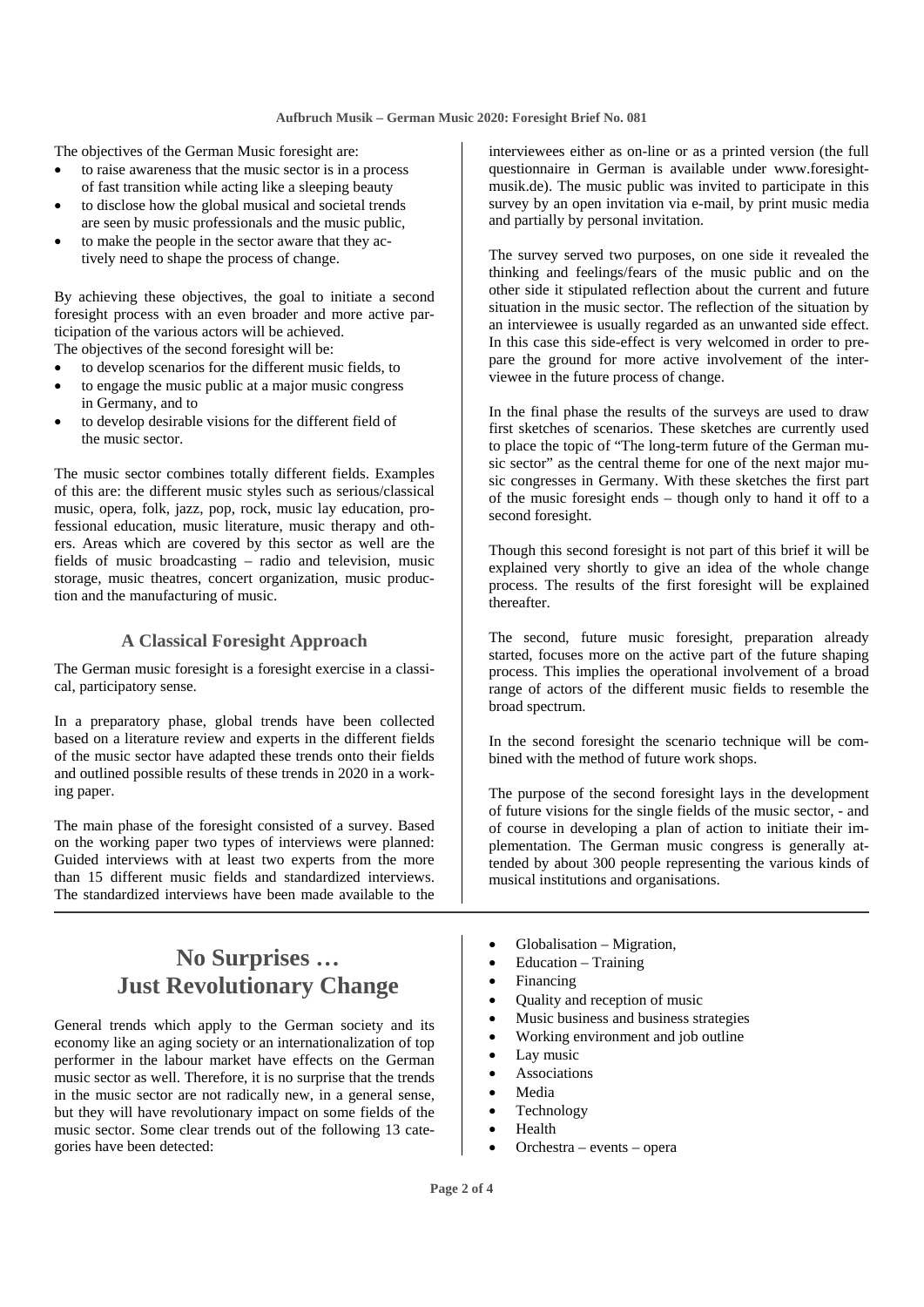The objectives of the German Music foresight are:

- to raise awareness that the music sector is in a process of fast transition while acting like a sleeping beauty
- to disclose how the global musical and societal trends are seen by music professionals and the music public,
- to make the people in the sector aware that they actively need to shape the process of change.

By achieving these objectives, the goal to initiate a second foresight process with an even broader and more active participation of the various actors will be achieved.
The objectives of the second foresight will be:

- to develop scenarios for the different music fields, to
- to engage the music public at a major music congress in Germany, and to
- to develop desirable visions for the different field of the music sector.

The music sector combines totally different fields. Examples of this are: the different music styles such as serious/classical music, opera, folk, jazz, pop, rock, music lay education, professional education, music literature, music therapy and others. Areas which are covered by this sector as well are the fields of music broadcasting – radio and television, music storage, music theatres, concert organization, music production and the manufacturing of music.

### A Classical Foresight Approach

The German music foresight is a foresight exercise in a classical, participatory sense.

In a preparatory phase, global trends have been collected based on a literature review and experts in the different fields of the music sector have adapted these trends onto their fields and outlined possible results of these trends in 2020 in a working paper.

The main phase of the foresight consisted of a survey. Based on the working paper two types of interviews were planned: Guided interviews with at least two experts from the more than 15 different music fields and standardized interviews. The standardized interviews have been made available to the interviewees either as on-line or as a printed version (the full questionnaire in German is available under www.foresight-musik.de). The music public was invited to participate in this survey by an open invitation via e-mail, by print music media and partially by personal invitation.

The survey served two purposes, on one side it revealed the thinking and feelings/fears of the music public and on the other side it stipulated reflection about the current and future situation in the music sector. The reflection of the situation by an interviewee is usually regarded as an unwanted side effect. In this case this side-effect is very welcomed in order to prepare the ground for more active involvement of the interviewee in the future process of change.

In the final phase the results of the surveys are used to draw first sketches of scenarios. These sketches are currently used to place the topic of "The long-term future of the German music sector" as the central theme for one of the next major music congresses in Germany. With these sketches the first part of the music foresight ends – though only to hand it off to a second foresight.

Though this second foresight is not part of this brief it will be explained very shortly to give an idea of the whole change process. The results of the first foresight will be explained thereafter.

The second, future music foresight, preparation already started, focuses more on the active part of the future shaping process. This implies the operational involvement of a broad range of actors of the different music fields to resemble the broad spectrum.

In the second foresight the scenario technique will be combined with the method of future work shops.

The purpose of the second foresight lays in the development of future visions for the single fields of the music sector, - and of course in developing a plan of action to initiate their implementation. The German music congress is generally attended by about 300 people representing the various kinds of musical institutions and organisations.

## No Surprises … Just Revolutionary Change

General trends which apply to the German society and its economy like an aging society or an internationalization of top performer in the labour market have effects on the German music sector as well. Therefore, it is no surprise that the trends in the music sector are not radically new, in a general sense, but they will have revolutionary impact on some fields of the music sector. Some clear trends out of the following 13 categories have been detected:

- Globalisation – Migration,
- Education – Training
- Financing
- Quality and reception of music
- Music business and business strategies
- Working environment and job outline
- Lay music
- Associations
- Media
- Technology
- Health
- Orchestra – events – opera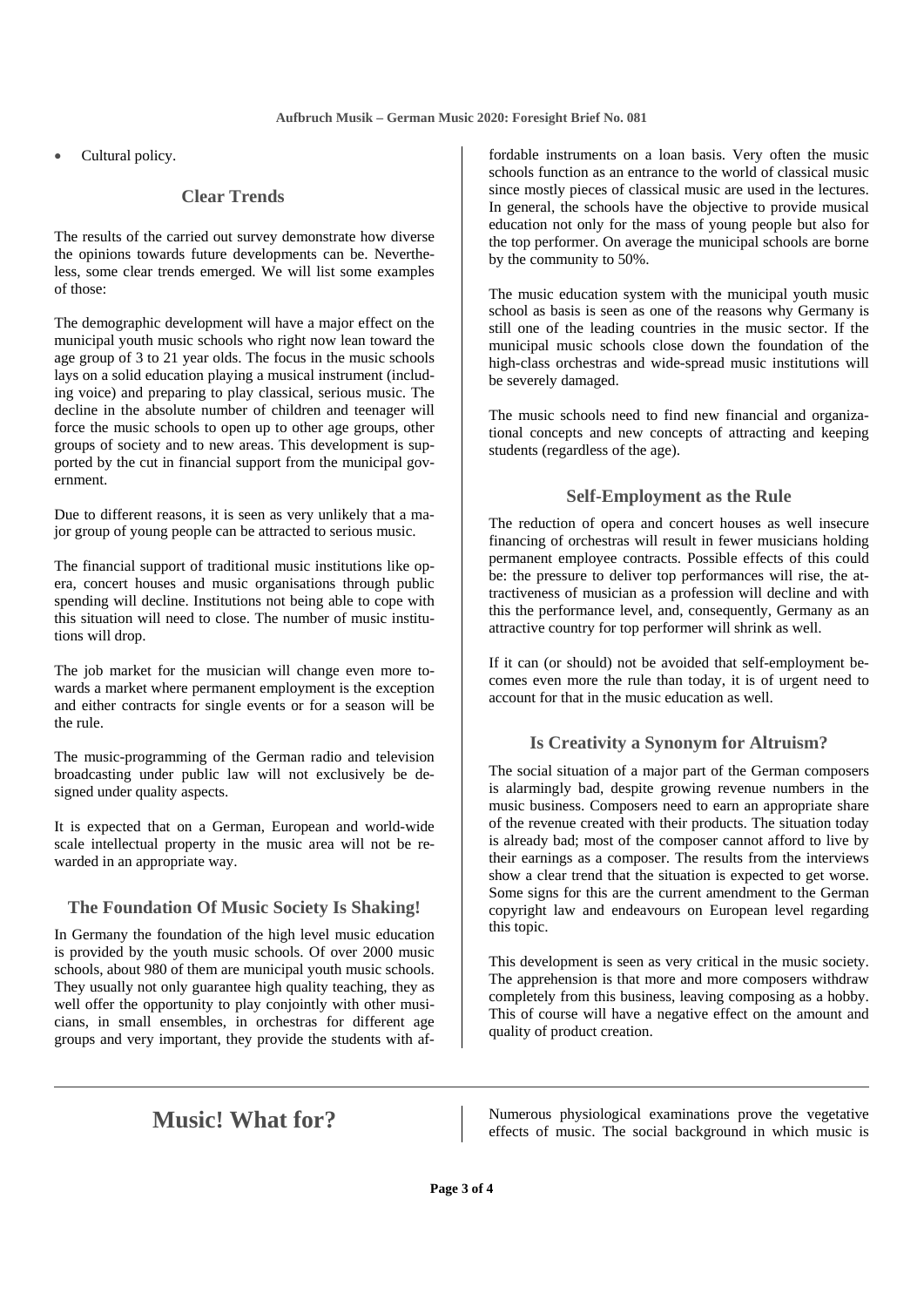- Cultural policy.

## Clear Trends

The results of the carried out survey demonstrate how diverse the opinions towards future developments can be. Nevertheless, some clear trends emerged. We will list some examples of those:

The demographic development will have a major effect on the municipal youth music schools who right now lean toward the age group of 3 to 21 year olds. The focus in the music schools lays on a solid education playing a musical instrument (including voice) and preparing to play classical, serious music. The decline in the absolute number of children and teenager will force the music schools to open up to other age groups, other groups of society and to new areas. This development is supported by the cut in financial support from the municipal government.

Due to different reasons, it is seen as very unlikely that a major group of young people can be attracted to serious music.

The financial support of traditional music institutions like opera, concert houses and music organisations through public spending will decline. Institutions not being able to cope with this situation will need to close. The number of music institutions will drop.

The job market for the musician will change even more towards a market where permanent employment is the exception and either contracts for single events or for a season will be the rule.

The music-programming of the German radio and television broadcasting under public law will not exclusively be designed under quality aspects.

It is expected that on a German, European and world-wide scale intellectual property in the music area will not be rewarded in an appropriate way.

## The Foundation Of Music Society Is Shaking!

In Germany the foundation of the high level music education is provided by the youth music schools. Of over 2000 music schools, about 980 of them are municipal youth music schools. They usually not only guarantee high quality teaching, they as well offer the opportunity to play conjointly with other musicians, in small ensembles, in orchestras for different age groups and very important, they provide the students with affordable instruments on a loan basis. Very often the music schools function as an entrance to the world of classical music since mostly pieces of classical music are used in the lectures. In general, the schools have the objective to provide musical education not only for the mass of young people but also for the top performer. On average the municipal schools are borne by the community to 50%.

The music education system with the municipal youth music school as basis is seen as one of the reasons why Germany is still one of the leading countries in the music sector. If the municipal music schools close down the foundation of the high-class orchestras and wide-spread music institutions will be severely damaged.

The music schools need to find new financial and organizational concepts and new concepts of attracting and keeping students (regardless of the age).

## Self-Employment as the Rule

The reduction of opera and concert houses as well insecure financing of orchestras will result in fewer musicians holding permanent employee contracts. Possible effects of this could be: the pressure to deliver top performances will rise, the attractiveness of musician as a profession will decline and with this the performance level, and, consequently, Germany as an attractive country for top performer will shrink as well.

If it can (or should) not be avoided that self-employment becomes even more the rule than today, it is of urgent need to account for that in the music education as well.

## Is Creativity a Synonym for Altruism?

The social situation of a major part of the German composers is alarmingly bad, despite growing revenue numbers in the music business. Composers need to earn an appropriate share of the revenue created with their products. The situation today is already bad; most of the composer cannot afford to live by their earnings as a composer. The results from the interviews show a clear trend that the situation is expected to get worse. Some signs for this are the current amendment to the German copyright law and endeavours on European level regarding this topic.

This development is seen as very critical in the music society. The apprehension is that more and more composers withdraw completely from this business, leaving composing as a hobby. This of course will have a negative effect on the amount and quality of product creation.

# Music! What for?

Numerous physiological examinations prove the vegetative effects of music. The social background in which music is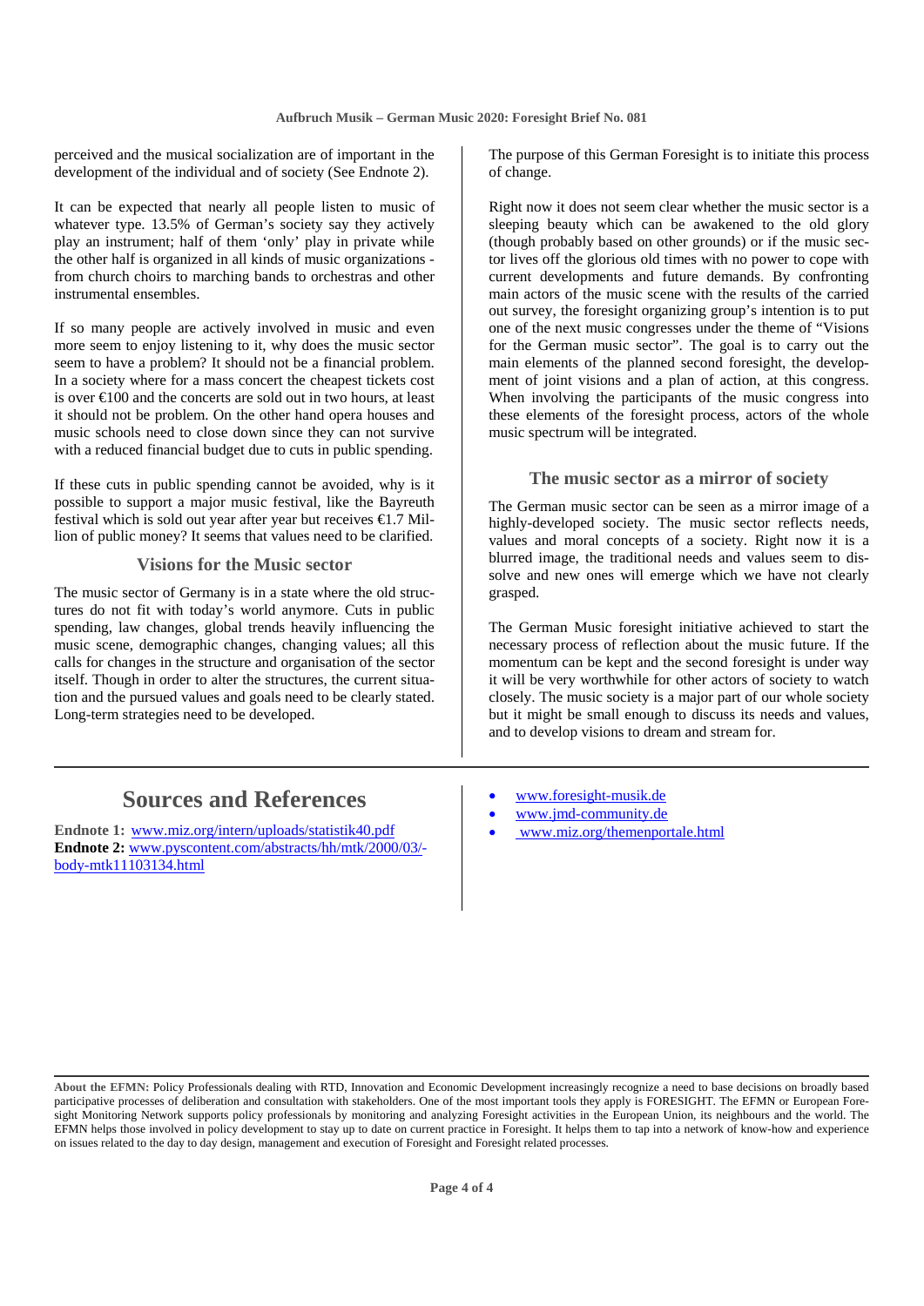perceived and the musical socialization are of important in the development of the individual and of society (See Endnote 2).

It can be expected that nearly all people listen to music of whatever type. 13.5% of German's society say they actively play an instrument; half of them 'only' play in private while the other half is organized in all kinds of music organizations - from church choirs to marching bands to orchestras and other instrumental ensembles.

If so many people are actively involved in music and even more seem to enjoy listening to it, why does the music sector seem to have a problem? It should not be a financial problem. In a society where for a mass concert the cheapest tickets cost is over €100 and the concerts are sold out in two hours, at least it should not be problem. On the other hand opera houses and music schools need to close down since they can not survive with a reduced financial budget due to cuts in public spending.

If these cuts in public spending cannot be avoided, why is it possible to support a major music festival, like the Bayreuth festival which is sold out year after year but receives €1.7 Million of public money? It seems that values need to be clarified.

### Visions for the Music sector

The music sector of Germany is in a state where the old structures do not fit with today's world anymore. Cuts in public spending, law changes, global trends heavily influencing the music scene, demographic changes, changing values; all this calls for changes in the structure and organisation of the sector itself. Though in order to alter the structures, the current situation and the pursued values and goals need to be clearly stated. Long-term strategies need to be developed.

The purpose of this German Foresight is to initiate this process of change.

Right now it does not seem clear whether the music sector is a sleeping beauty which can be awakened to the old glory (though probably based on other grounds) or if the music sector lives off the glorious old times with no power to cope with current developments and future demands. By confronting main actors of the music scene with the results of the carried out survey, the foresight organizing group's intention is to put one of the next music congresses under the theme of "Visions for the German music sector". The goal is to carry out the main elements of the planned second foresight, the development of joint visions and a plan of action, at this congress. When involving the participants of the music congress into these elements of the foresight process, actors of the whole music spectrum will be integrated.

### The music sector as a mirror of society

The German music sector can be seen as a mirror image of a highly-developed society. The music sector reflects needs, values and moral concepts of a society. Right now it is a blurred image, the traditional needs and values seem to dissolve and new ones will emerge which we have not clearly grasped.

The German Music foresight initiative achieved to start the necessary process of reflection about the music future. If the momentum can be kept and the second foresight is under way it will be very worthwhile for other actors of society to watch closely. The music society is a major part of our whole society but it might be small enough to discuss its needs and values, and to develop visions to dream and stream for.

## Sources and References

**Endnote 1:** www.miz.org/intern/uploads/statistik40.pdf
**Endnote 2:** www.pyscontent.com/abstracts/hh/mtk/2000/03/-body-mtk11103134.html

- www.foresight-musik.de
- www.jmd-community.de
- www.miz.org/themenportale.html

**About the EFMN:** Policy Professionals dealing with RTD, Innovation and Economic Development increasingly recognize a need to base decisions on broadly based participative processes of deliberation and consultation with stakeholders. One of the most important tools they apply is FORESIGHT. The EFMN or European Foresight Monitoring Network supports policy professionals by monitoring and analyzing Foresight activities in the European Union, its neighbours and the world. The EFMN helps those involved in policy development to stay up to date on current practice in Foresight. It helps them to tap into a network of know-how and experience on issues related to the day to day design, management and execution of Foresight and Foresight related processes.